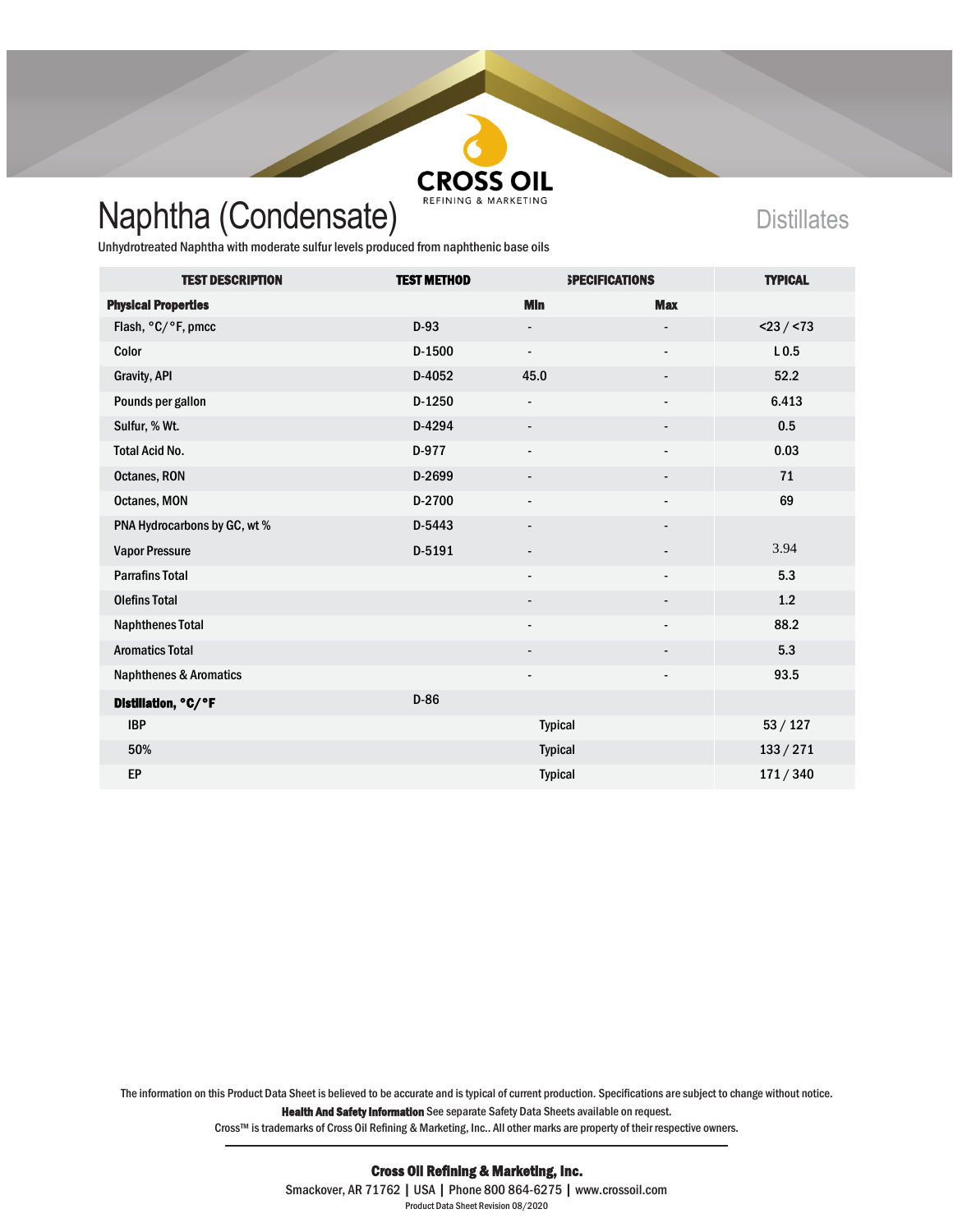**CROSS OIL**
REFINING & MARKETING

# Naphtha (Condensate)

Distillates

Unhydrotreated Naphtha with moderate sulfur levels produced from naphthenic base oils

| TEST DESCRIPTION | TEST METHOD | SPECIFICATIONS | | TYPICAL |
|---|---|---|---|---|
| **Physical Properties** | | **Min** | **Max** | |
| Flash, °C/°F, pmcc | D-93 | - | - | <23 / <73 |
| Color | D-1500 | - | - | L 0.5 |
| Gravity, API | D-4052 | 45.0 | - | 52.2 |
| Pounds per gallon | D-1250 | - | - | 6.413 |
| Sulfur, % Wt. | D-4294 | - | - | 0.5 |
| Total Acid No. | D-977 | - | - | 0.03 |
| Octanes, RON | D-2699 | - | - | 71 |
| Octanes, MON | D-2700 | - | - | 69 |
| PNA Hydrocarbons by GC, wt % | D-5443 | - | - | |
| Vapor Pressure | D-5191 | - | - | 3.94 |
| Parrafins Total | | - | - | 5.3 |
| Olefins Total | | - | - | 1.2 |
| Naphthenes Total | | - | - | 88.2 |
| Aromatics Total | | - | - | 5.3 |
| Naphthenes & Aromatics | | - | - | 93.5 |
| **Distillation, °C/°F** | D-86 | | | |
| IBP | | Typical | | 53 / 127 |
| 50% | | Typical | | 133 / 271 |
| EP | | Typical | | 171 / 340 |

The information on this Product Data Sheet is believed to be accurate and is typical of current production. Specifications are subject to change without notice.

**Health And Safety Information** See separate Safety Data Sheets available on request.

Cross™ is trademarks of Cross Oil Refining & Marketing, Inc.. All other marks are property of their respective owners.

**Cross Oil Refining & Marketing, Inc.**

Smackover, AR 71762 | USA | Phone 800 864-6275 | www.crossoil.com

Product Data Sheet Revision 08/2020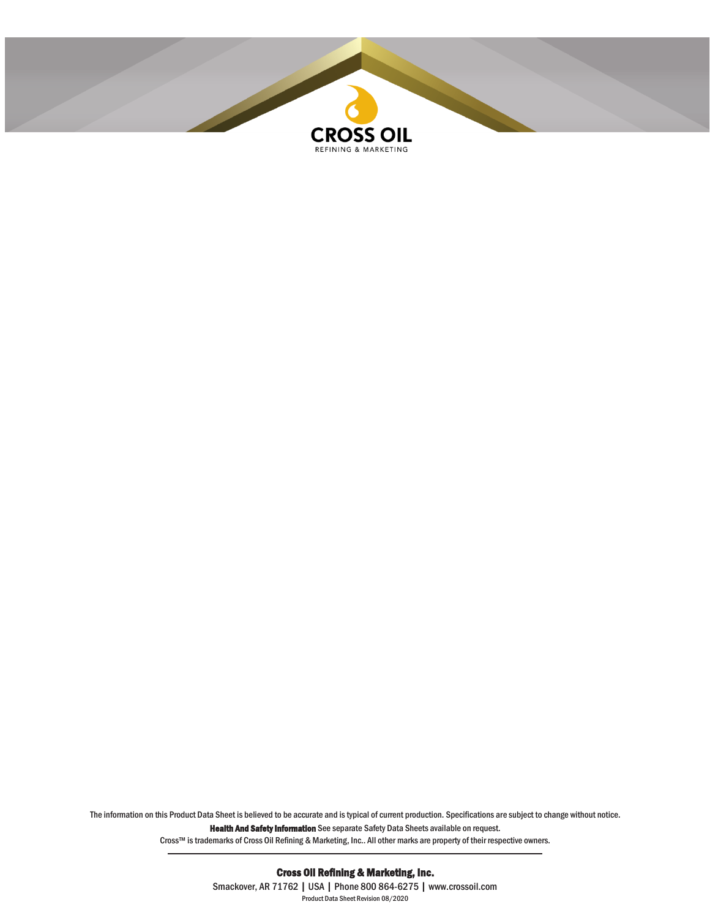The information on this Product Data Sheet is believed to be accurate and is typical of current production. Specifications are subject to change without notice.

**Health And Safety Information** See separate Safety Data Sheets available on request.

Cross™ is trademarks of Cross Oil Refining & Marketing, Inc.. All other marks are property of their respective owners.

---

**Cross Oil Refining & Marketing, Inc.**

Smackover, AR 71762 | USA | Phone 800 864-6275 | www.crossoil.com

Product Data Sheet Revision 08/2020